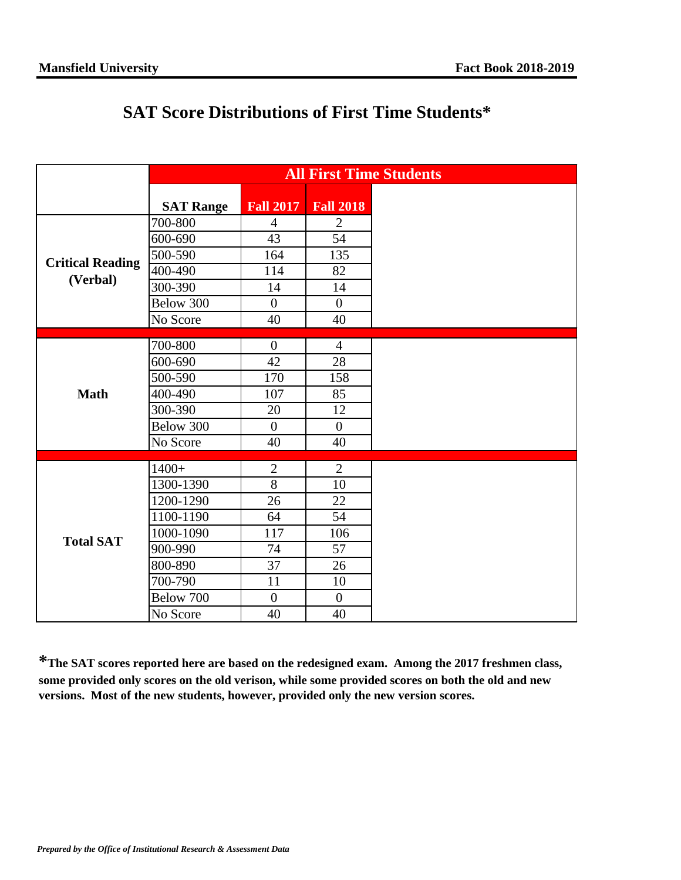# SAT Score Distributions of First Time Students*

| | All First Time Students | | |
|---|---|---|---|
| | **SAT Range** | **Fall 2017** | **Fall 2018** |
| **Critical Reading (Verbal)** | 700-800 | 4 | 2 |
| | 600-690 | 43 | 54 |
| | 500-590 | 164 | 135 |
| | 400-490 | 114 | 82 |
| | 300-390 | 14 | 14 |
| | Below 300 | 0 | 0 |
| | No Score | 40 | 40 |
| **Math** | 700-800 | 0 | 4 |
| | 600-690 | 42 | 28 |
| | 500-590 | 170 | 158 |
| | 400-490 | 107 | 85 |
| | 300-390 | 20 | 12 |
| | Below 300 | 0 | 0 |
| | No Score | 40 | 40 |
| **Total SAT** | 1400+ | 2 | 2 |
| | 1300-1390 | 8 | 10 |
| | 1200-1290 | 26 | 22 |
| | 1100-1190 | 64 | 54 |
| | 1000-1090 | 117 | 106 |
| | 900-990 | 74 | 57 |
| | 800-890 | 37 | 26 |
| | 700-790 | 11 | 10 |
| | Below 700 | 0 | 0 |
| | No Score | 40 | 40 |

***The SAT scores reported here are based on the redesigned exam. Among the 2017 freshmen class, some provided only scores on the old verison, while some provided scores on both the old and new versions. Most of the new students, however, provided only the new version scores.**

*Prepared by the Office of Institutional Research & Assessment Data*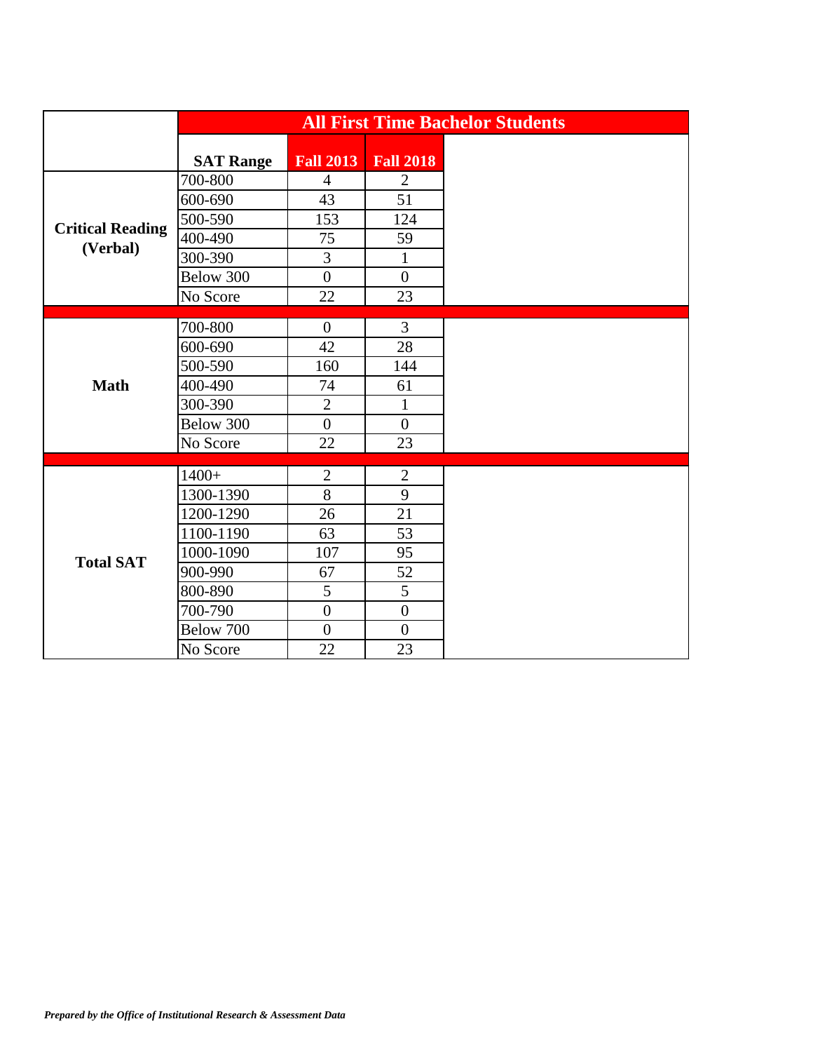| | All First Time Bachelor Students | | |
|---|---|---|---|
| | **SAT Range** | **Fall 2013** | **Fall 2018** |
| **Critical Reading (Verbal)** | 700-800 | 4 | 2 |
| | 600-690 | 43 | 51 |
| | 500-590 | 153 | 124 |
| | 400-490 | 75 | 59 |
| | 300-390 | 3 | 1 |
| | Below 300 | 0 | 0 |
| | No Score | 22 | 23 |
| **Math** | 700-800 | 0 | 3 |
| | 600-690 | 42 | 28 |
| | 500-590 | 160 | 144 |
| | 400-490 | 74 | 61 |
| | 300-390 | 2 | 1 |
| | Below 300 | 0 | 0 |
| | No Score | 22 | 23 |
| **Total SAT** | 1400+ | 2 | 2 |
| | 1300-1390 | 8 | 9 |
| | 1200-1290 | 26 | 21 |
| | 1100-1190 | 63 | 53 |
| | 1000-1090 | 107 | 95 |
| | 900-990 | 67 | 52 |
| | 800-890 | 5 | 5 |
| | 700-790 | 0 | 0 |
| | Below 700 | 0 | 0 |
| | No Score | 22 | 23 |

***Prepared by the Office of Institutional Research & Assessment Data***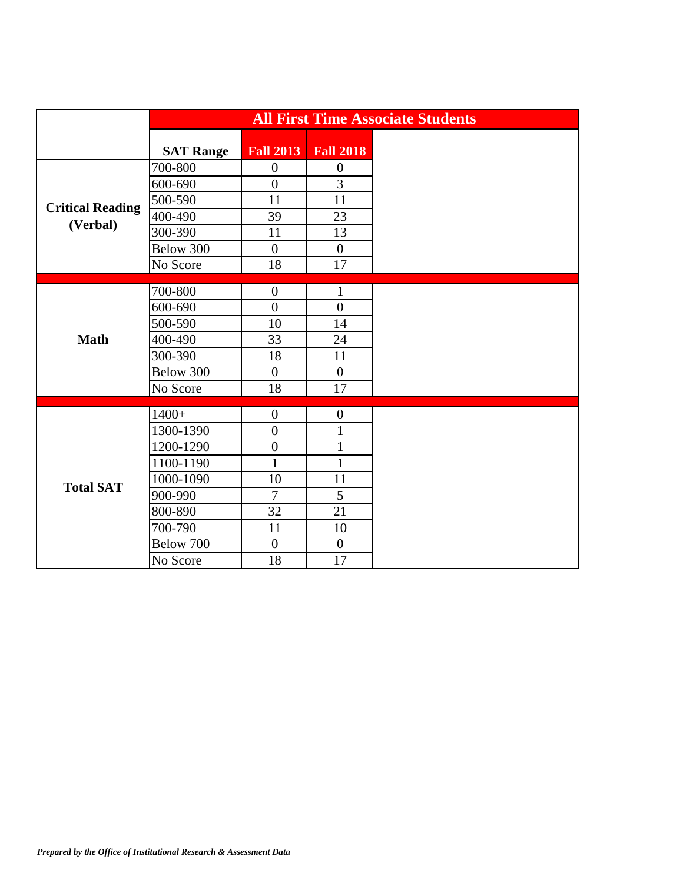| | All First Time Associate Students | | |
|---|---|---|---|
| | **SAT Range** | **Fall 2013** | **Fall 2018** |
| **Critical Reading (Verbal)** | 700-800 | 0 | 0 |
| | 600-690 | 0 | 3 |
| | 500-590 | 11 | 11 |
| | 400-490 | 39 | 23 |
| | 300-390 | 11 | 13 |
| | Below 300 | 0 | 0 |
| | No Score | 18 | 17 |
| **Math** | 700-800 | 0 | 1 |
| | 600-690 | 0 | 0 |
| | 500-590 | 10 | 14 |
| | 400-490 | 33 | 24 |
| | 300-390 | 18 | 11 |
| | Below 300 | 0 | 0 |
| | No Score | 18 | 17 |
| **Total SAT** | 1400+ | 0 | 0 |
| | 1300-1390 | 0 | 1 |
| | 1200-1290 | 0 | 1 |
| | 1100-1190 | 1 | 1 |
| | 1000-1090 | 10 | 11 |
| | 900-990 | 7 | 5 |
| | 800-890 | 32 | 21 |
| | 700-790 | 11 | 10 |
| | Below 700 | 0 | 0 |
| | No Score | 18 | 17 |

***Prepared by the Office of Institutional Research & Assessment Data***